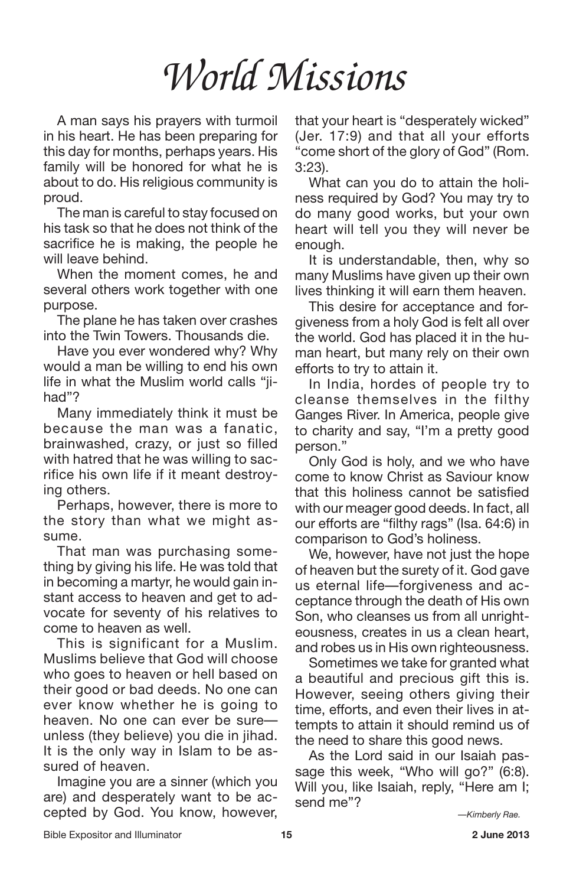# *World Missions*

A man says his prayers with turmoil in his heart. He has been preparing for this day for months, perhaps years. His family will be honored for what he is about to do. His religious community is proud.

The man is careful to stay focused on his task so that he does not think of the sacrifice he is making, the people he will leave behind.

When the moment comes, he and several others work together with one purpose.

The plane he has taken over crashes into the Twin Towers. Thousands die.

Have you ever wondered why? Why would a man be willing to end his own life in what the Muslim world calls "jihad"?

Many immediately think it must be because the man was a fanatic, brainwashed, crazy, or just so filled with hatred that he was willing to sacrifice his own life if it meant destroying others.

Perhaps, however, there is more to the story than what we might assume.

That man was purchasing something by giving his life. He was told that in becoming a martyr, he would gain instant access to heaven and get to advocate for seventy of his relatives to come to heaven as well.

This is significant for a Muslim. Muslims believe that God will choose who goes to heaven or hell based on their good or bad deeds. No one can ever know whether he is going to heaven. No one can ever be sure—unless (they believe) you die in jihad. It is the only way in Islam to be assured of heaven.

Imagine you are a sinner (which you are) and desperately want to be accepted by God. You know, however, that your heart is "desperately wicked" (Jer. 17:9) and that all your efforts "come short of the glory of God" (Rom. 3:23).

What can you do to attain the holiness required by God? You may try to do many good works, but your own heart will tell you they will never be enough.

It is understandable, then, why so many Muslims have given up their own lives thinking it will earn them heaven.

This desire for acceptance and forgiveness from a holy God is felt all over the world. God has placed it in the human heart, but many rely on their own efforts to try to attain it.

In India, hordes of people try to cleanse themselves in the filthy Ganges River. In America, people give to charity and say, "I'm a pretty good person."

Only God is holy, and we who have come to know Christ as Saviour know that this holiness cannot be satisfied with our meager good deeds. In fact, all our efforts are "filthy rags" (Isa. 64:6) in comparison to God's holiness.

We, however, have not just the hope of heaven but the surety of it. God gave us eternal life—forgiveness and acceptance through the death of His own Son, who cleanses us from all unrighteousness, creates in us a clean heart, and robes us in His own righteousness.

Sometimes we take for granted what a beautiful and precious gift this is. However, seeing others giving their time, efforts, and even their lives in attempts to attain it should remind us of the need to share this good news.

As the Lord said in our Isaiah passage this week, "Who will go?" (6:8). Will you, like Isaiah, reply, "Here am I; send me"?

*—Kimberly Rae.*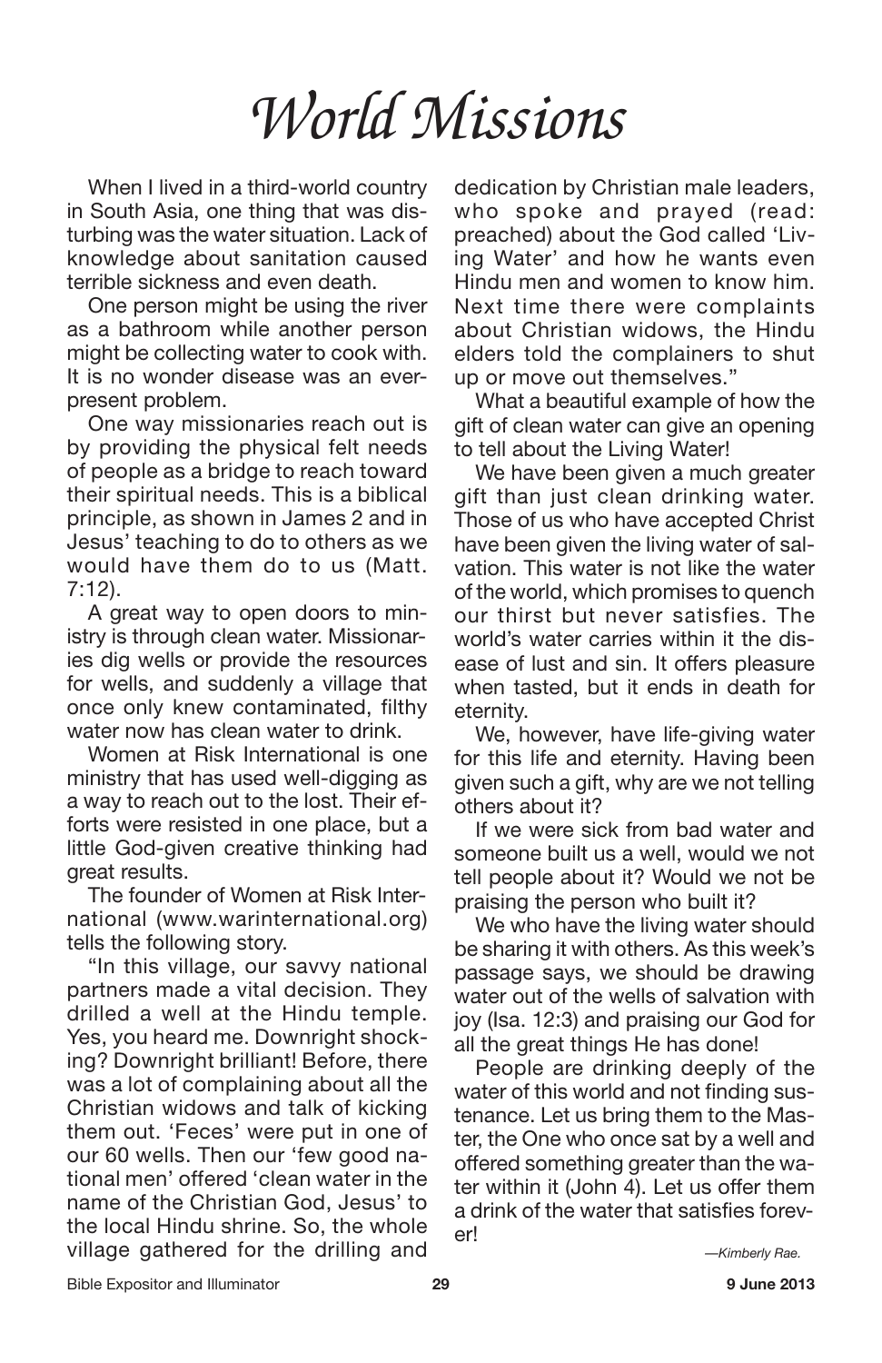# *World Missions*

When I lived in a third-world country in South Asia, one thing that was disturbing was the water situation. Lack of knowledge about sanitation caused terrible sickness and even death.

One person might be using the river as a bathroom while another person might be collecting water to cook with. It is no wonder disease was an ever-present problem.

One way missionaries reach out is by providing the physical felt needs of people as a bridge to reach toward their spiritual needs. This is a biblical principle, as shown in James 2 and in Jesus' teaching to do to others as we would have them do to us (Matt. 7:12).

A great way to open doors to ministry is through clean water. Missionaries dig wells or provide the resources for wells, and suddenly a village that once only knew contaminated, filthy water now has clean water to drink.

Women at Risk International is one ministry that has used well-digging as a way to reach out to the lost. Their efforts were resisted in one place, but a little God-given creative thinking had great results.

The founder of Women at Risk International (www.warinternational.org) tells the following story.

"In this village, our savvy national partners made a vital decision. They drilled a well at the Hindu temple. Yes, you heard me. Downright shocking? Downright brilliant! Before, there was a lot of complaining about all the Christian widows and talk of kicking them out. 'Feces' were put in one of our 60 wells. Then our 'few good national men' offered 'clean water in the name of the Christian God, Jesus' to the local Hindu shrine. So, the whole village gathered for the drilling and dedication by Christian male leaders, who spoke and prayed (read: preached) about the God called 'Living Water' and how he wants even Hindu men and women to know him. Next time there were complaints about Christian widows, the Hindu elders told the complainers to shut up or move out themselves."

What a beautiful example of how the gift of clean water can give an opening to tell about the Living Water!

We have been given a much greater gift than just clean drinking water. Those of us who have accepted Christ have been given the living water of salvation. This water is not like the water of the world, which promises to quench our thirst but never satisfies. The world's water carries within it the disease of lust and sin. It offers pleasure when tasted, but it ends in death for eternity.

We, however, have life-giving water for this life and eternity. Having been given such a gift, why are we not telling others about it?

If we were sick from bad water and someone built us a well, would we not tell people about it? Would we not be praising the person who built it?

We who have the living water should be sharing it with others. As this week's passage says, we should be drawing water out of the wells of salvation with joy (Isa. 12:3) and praising our God for all the great things He has done!

People are drinking deeply of the water of this world and not finding sustenance. Let us bring them to the Master, the One who once sat by a well and offered something greater than the water within it (John 4). Let us offer them a drink of the water that satisfies forever!

*—Kimberly Rae.*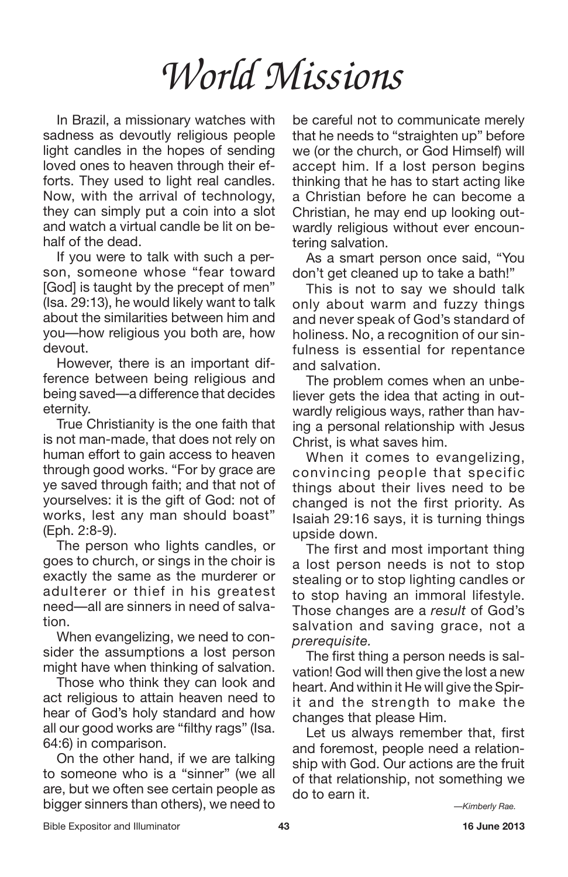# *World Missions*

In Brazil, a missionary watches with sadness as devoutly religious people light candles in the hopes of sending loved ones to heaven through their efforts. They used to light real candles. Now, with the arrival of technology, they can simply put a coin into a slot and watch a virtual candle be lit on behalf of the dead.

If you were to talk with such a person, someone whose "fear toward [God] is taught by the precept of men" (Isa. 29:13), he would likely want to talk about the similarities between him and you—how religious you both are, how devout.

However, there is an important difference between being religious and being saved—a difference that decides eternity.

True Christianity is the one faith that is not man-made, that does not rely on human effort to gain access to heaven through good works. "For by grace are ye saved through faith; and that not of yourselves: it is the gift of God: not of works, lest any man should boast" (Eph. 2:8-9).

The person who lights candles, or goes to church, or sings in the choir is exactly the same as the murderer or adulterer or thief in his greatest need—all are sinners in need of salvation.

When evangelizing, we need to consider the assumptions a lost person might have when thinking of salvation.

Those who think they can look and act religious to attain heaven need to hear of God's holy standard and how all our good works are "filthy rags" (Isa. 64:6) in comparison.

On the other hand, if we are talking to someone who is a "sinner" (we all are, but we often see certain people as bigger sinners than others), we need to be careful not to communicate merely that he needs to "straighten up" before we (or the church, or God Himself) will accept him. If a lost person begins thinking that he has to start acting like a Christian before he can become a Christian, he may end up looking outwardly religious without ever encountering salvation.

As a smart person once said, "You don't get cleaned up to take a bath!"

This is not to say we should talk only about warm and fuzzy things and never speak of God's standard of holiness. No, a recognition of our sinfulness is essential for repentance and salvation.

The problem comes when an unbeliever gets the idea that acting in outwardly religious ways, rather than having a personal relationship with Jesus Christ, is what saves him.

When it comes to evangelizing, convincing people that specific things about their lives need to be changed is not the first priority. As Isaiah 29:16 says, it is turning things upside down.

The first and most important thing a lost person needs is not to stop stealing or to stop lighting candles or to stop having an immoral lifestyle. Those changes are a *result* of God's salvation and saving grace, not a *prerequisite.*

The first thing a person needs is salvation! God will then give the lost a new heart. And within it He will give the Spirit and the strength to make the changes that please Him.

Let us always remember that, first and foremost, people need a relationship with God. Our actions are the fruit of that relationship, not something we do to earn it.

*—Kimberly Rae.*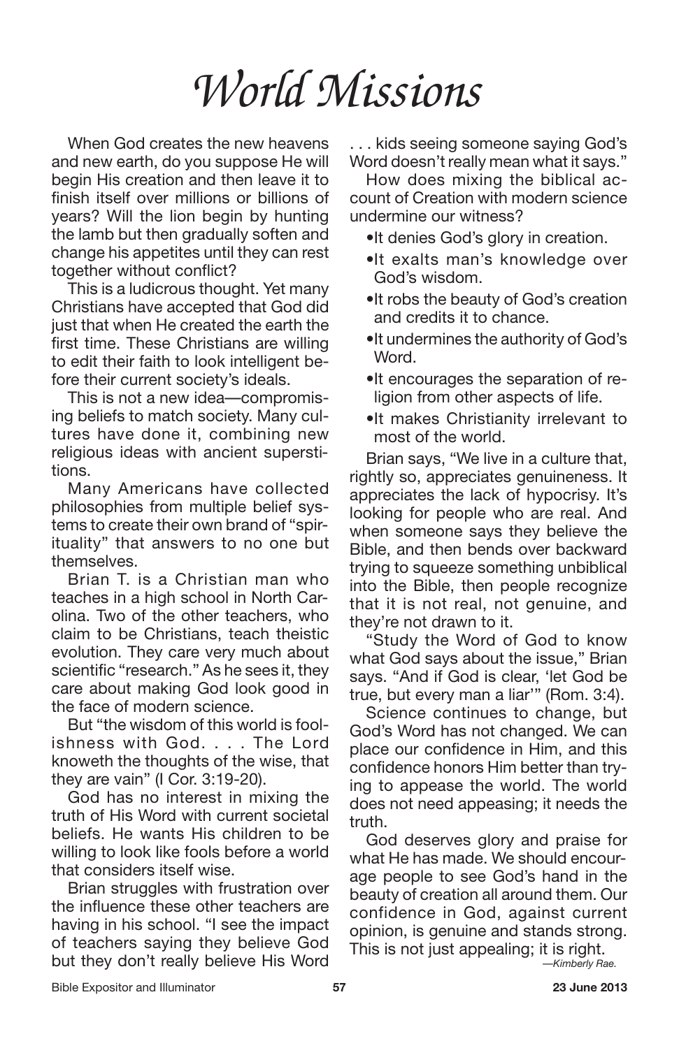# *World Missions*

When God creates the new heavens and new earth, do you suppose He will begin His creation and then leave it to finish itself over millions or billions of years? Will the lion begin by hunting the lamb but then gradually soften and change his appetites until they can rest together without conflict?

This is a ludicrous thought. Yet many Christians have accepted that God did just that when He created the earth the first time. These Christians are willing to edit their faith to look intelligent before their current society's ideals.

This is not a new idea—compromising beliefs to match society. Many cultures have done it, combining new religious ideas with ancient superstitions.

Many Americans have collected philosophies from multiple belief systems to create their own brand of "spirituality" that answers to no one but themselves.

Brian T. is a Christian man who teaches in a high school in North Carolina. Two of the other teachers, who claim to be Christians, teach theistic evolution. They care very much about scientific "research." As he sees it, they care about making God look good in the face of modern science.

But "the wisdom of this world is foolishness with God. . . . The Lord knoweth the thoughts of the wise, that they are vain" (I Cor. 3:19-20).

God has no interest in mixing the truth of His Word with current societal beliefs. He wants His children to be willing to look like fools before a world that considers itself wise.

Brian struggles with frustration over the influence these other teachers are having in his school. "I see the impact of teachers saying they believe God but they don't really believe His Word . . . kids seeing someone saying God's Word doesn't really mean what it says."

How does mixing the biblical account of Creation with modern science undermine our witness?

- It denies God's glory in creation.
- It exalts man's knowledge over God's wisdom.
- It robs the beauty of God's creation and credits it to chance.
- It undermines the authority of God's Word.
- It encourages the separation of religion from other aspects of life.
- It makes Christianity irrelevant to most of the world.

Brian says, "We live in a culture that, rightly so, appreciates genuineness. It appreciates the lack of hypocrisy. It's looking for people who are real. And when someone says they believe the Bible, and then bends over backward trying to squeeze something unbiblical into the Bible, then people recognize that it is not real, not genuine, and they're not drawn to it.

"Study the Word of God to know what God says about the issue," Brian says. "And if God is clear, 'let God be true, but every man a liar'" (Rom. 3:4).

Science continues to change, but God's Word has not changed. We can place our confidence in Him, and this confidence honors Him better than trying to appease the world. The world does not need appeasing; it needs the truth.

God deserves glory and praise for what He has made. We should encourage people to see God's hand in the beauty of creation all around them. Our confidence in God, against current opinion, is genuine and stands strong. This is not just appealing; it is right.

*—Kimberly Rae.*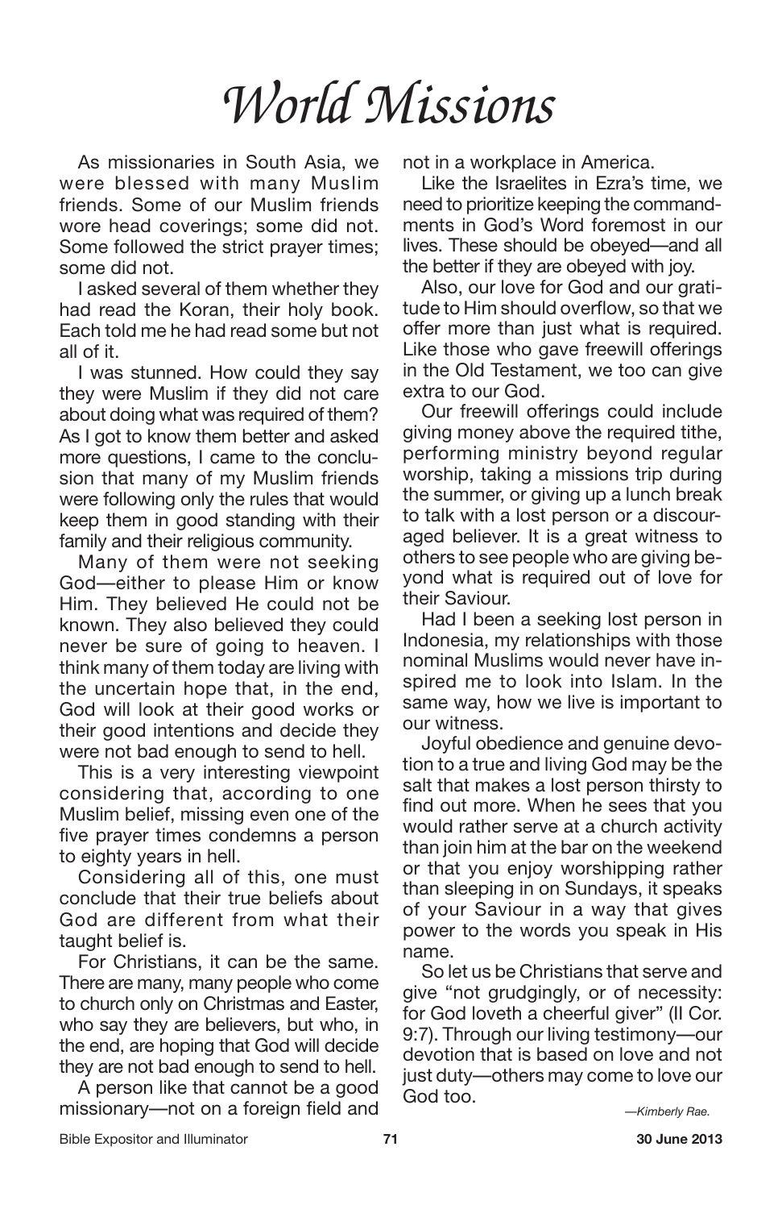# *World Missions*

As missionaries in South Asia, we were blessed with many Muslim friends. Some of our Muslim friends wore head coverings; some did not. Some followed the strict prayer times; some did not.

I asked several of them whether they had read the Koran, their holy book. Each told me he had read some but not all of it.

I was stunned. How could they say they were Muslim if they did not care about doing what was required of them? As I got to know them better and asked more questions, I came to the conclusion that many of my Muslim friends were following only the rules that would keep them in good standing with their family and their religious community.

Many of them were not seeking God—either to please Him or know Him. They believed He could not be known. They also believed they could never be sure of going to heaven. I think many of them today are living with the uncertain hope that, in the end, God will look at their good works or their good intentions and decide they were not bad enough to send to hell.

This is a very interesting viewpoint considering that, according to one Muslim belief, missing even one of the five prayer times condemns a person to eighty years in hell.

Considering all of this, one must conclude that their true beliefs about God are different from what their taught belief is.

For Christians, it can be the same. There are many, many people who come to church only on Christmas and Easter, who say they are believers, but who, in the end, are hoping that God will decide they are not bad enough to send to hell.

A person like that cannot be a good missionary—not on a foreign field and not in a workplace in America.

Like the Israelites in Ezra's time, we need to prioritize keeping the commandments in God's Word foremost in our lives. These should be obeyed—and all the better if they are obeyed with joy.

Also, our love for God and our gratitude to Him should overflow, so that we offer more than just what is required. Like those who gave freewill offerings in the Old Testament, we too can give extra to our God.

Our freewill offerings could include giving money above the required tithe, performing ministry beyond regular worship, taking a missions trip during the summer, or giving up a lunch break to talk with a lost person or a discouraged believer. It is a great witness to others to see people who are giving beyond what is required out of love for their Saviour.

Had I been a seeking lost person in Indonesia, my relationships with those nominal Muslims would never have inspired me to look into Islam. In the same way, how we live is important to our witness.

Joyful obedience and genuine devotion to a true and living God may be the salt that makes a lost person thirsty to find out more. When he sees that you would rather serve at a church activity than join him at the bar on the weekend or that you enjoy worshipping rather than sleeping in on Sundays, it speaks of your Saviour in a way that gives power to the words you speak in His name.

So let us be Christians that serve and give "not grudgingly, or of necessity: for God loveth a cheerful giver" (II Cor. 9:7). Through our living testimony—our devotion that is based on love and not just duty—others may come to love our God too.

*—Kimberly Rae.*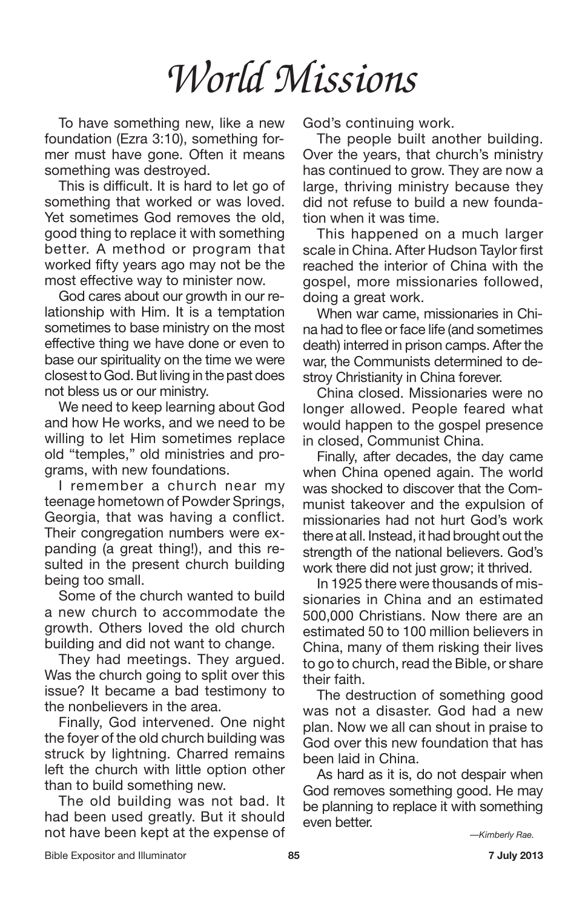# *World Missions*

To have something new, like a new foundation (Ezra 3:10), something former must have gone. Often it means something was destroyed.

This is difficult. It is hard to let go of something that worked or was loved. Yet sometimes God removes the old, good thing to replace it with something better. A method or program that worked fifty years ago may not be the most effective way to minister now.

God cares about our growth in our relationship with Him. It is a temptation sometimes to base ministry on the most effective thing we have done or even to base our spirituality on the time we were closest to God. But living in the past does not bless us or our ministry.

We need to keep learning about God and how He works, and we need to be willing to let Him sometimes replace old "temples," old ministries and programs, with new foundations.

I remember a church near my teenage hometown of Powder Springs, Georgia, that was having a conflict. Their congregation numbers were expanding (a great thing!), and this resulted in the present church building being too small.

Some of the church wanted to build a new church to accommodate the growth. Others loved the old church building and did not want to change.

They had meetings. They argued. Was the church going to split over this issue? It became a bad testimony to the nonbelievers in the area.

Finally, God intervened. One night the foyer of the old church building was struck by lightning. Charred remains left the church with little option other than to build something new.

The old building was not bad. It had been used greatly. But it should not have been kept at the expense of God's continuing work.

The people built another building. Over the years, that church's ministry has continued to grow. They are now a large, thriving ministry because they did not refuse to build a new foundation when it was time.

This happened on a much larger scale in China. After Hudson Taylor first reached the interior of China with the gospel, more missionaries followed, doing a great work.

When war came, missionaries in China had to flee or face life (and sometimes death) interred in prison camps. After the war, the Communists determined to destroy Christianity in China forever.

China closed. Missionaries were no longer allowed. People feared what would happen to the gospel presence in closed, Communist China.

Finally, after decades, the day came when China opened again. The world was shocked to discover that the Communist takeover and the expulsion of missionaries had not hurt God's work there at all. Instead, it had brought out the strength of the national believers. God's work there did not just grow; it thrived.

In 1925 there were thousands of missionaries in China and an estimated 500,000 Christians. Now there are an estimated 50 to 100 million believers in China, many of them risking their lives to go to church, read the Bible, or share their faith.

The destruction of something good was not a disaster. God had a new plan. Now we all can shout in praise to God over this new foundation that has been laid in China.

As hard as it is, do not despair when God removes something good. He may be planning to replace it with something even better.

*—Kimberly Rae.*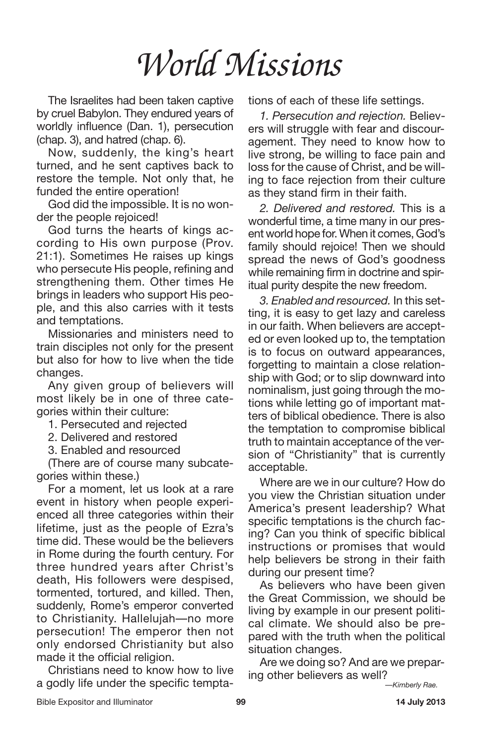# *World Missions*

The Israelites had been taken captive by cruel Babylon. They endured years of worldly influence (Dan. 1), persecution (chap. 3), and hatred (chap. 6).

Now, suddenly, the king's heart turned, and he sent captives back to restore the temple. Not only that, he funded the entire operation!

God did the impossible. It is no wonder the people rejoiced!

God turns the hearts of kings according to His own purpose (Prov. 21:1). Sometimes He raises up kings who persecute His people, refining and strengthening them. Other times He brings in leaders who support His people, and this also carries with it tests and temptations.

Missionaries and ministers need to train disciples not only for the present but also for how to live when the tide changes.

Any given group of believers will most likely be in one of three categories within their culture:

1. Persecuted and rejected
2. Delivered and restored
3. Enabled and resourced

(There are of course many subcategories within these.)

For a moment, let us look at a rare event in history when people experienced all three categories within their lifetime, just as the people of Ezra's time did. These would be the believers in Rome during the fourth century. For three hundred years after Christ's death, His followers were despised, tormented, tortured, and killed. Then, suddenly, Rome's emperor converted to Christianity. Hallelujah—no more persecution! The emperor then not only endorsed Christianity but also made it the official religion.

Christians need to know how to live a godly life under the specific temptations of each of these life settings.

*1. Persecution and rejection.* Believers will struggle with fear and discouragement. They need to know how to live strong, be willing to face pain and loss for the cause of Christ, and be willing to face rejection from their culture as they stand firm in their faith.

*2. Delivered and restored.* This is a wonderful time, a time many in our present world hope for. When it comes, God's family should rejoice! Then we should spread the news of God's goodness while remaining firm in doctrine and spiritual purity despite the new freedom.

*3. Enabled and resourced.* In this setting, it is easy to get lazy and careless in our faith. When believers are accepted or even looked up to, the temptation is to focus on outward appearances, forgetting to maintain a close relationship with God; or to slip downward into nominalism, just going through the motions while letting go of important matters of biblical obedience. There is also the temptation to compromise biblical truth to maintain acceptance of the version of "Christianity" that is currently acceptable.

Where are we in our culture? How do you view the Christian situation under America's present leadership? What specific temptations is the church facing? Can you think of specific biblical instructions or promises that would help believers be strong in their faith during our present time?

As believers who have been given the Great Commission, we should be living by example in our present political climate. We should also be prepared with the truth when the political situation changes.

Are we doing so? And are we preparing other believers as well?

*—Kimberly Rae.*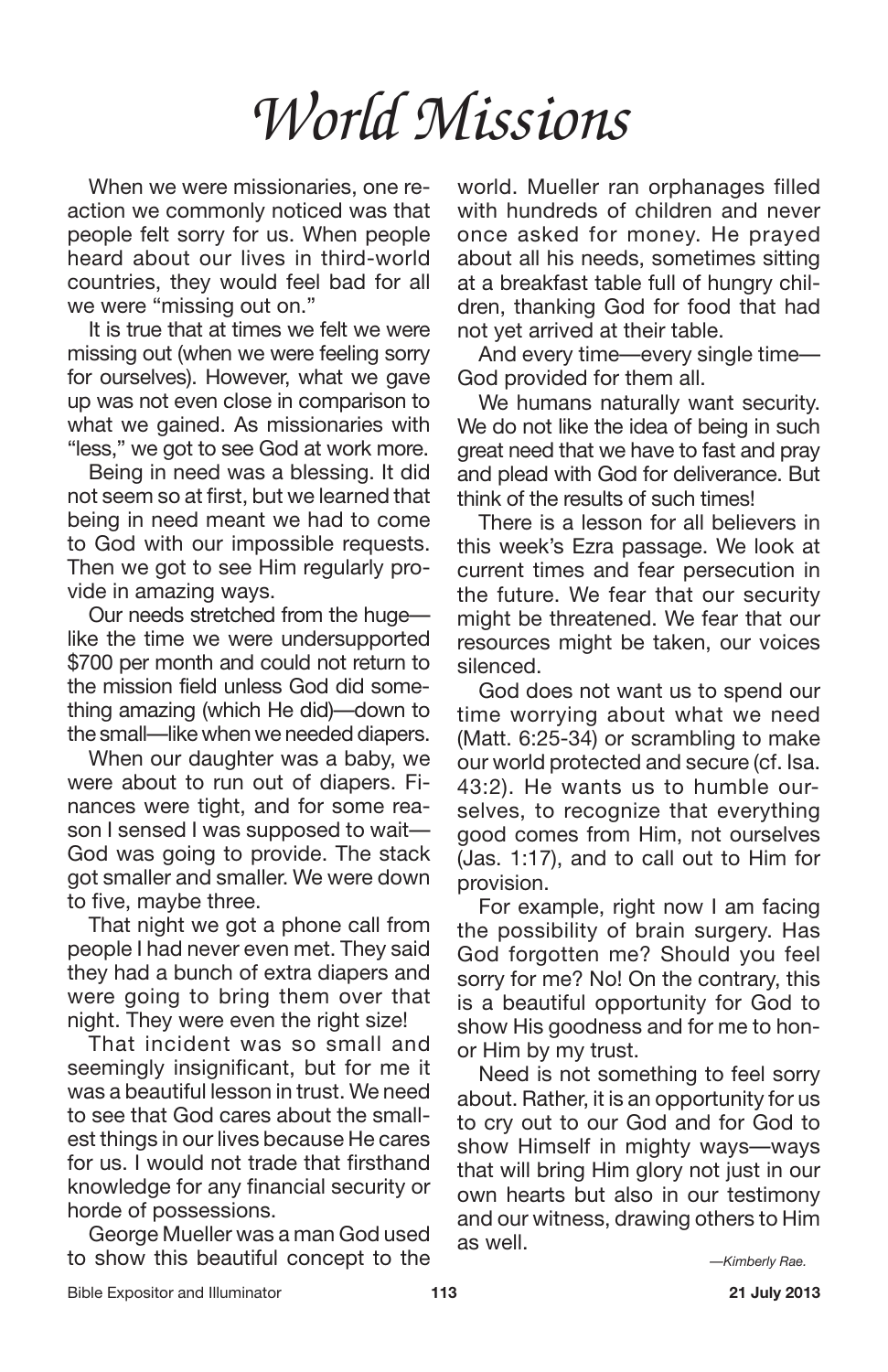# *World Missions*

When we were missionaries, one reaction we commonly noticed was that people felt sorry for us. When people heard about our lives in third-world countries, they would feel bad for all we were "missing out on."

It is true that at times we felt we were missing out (when we were feeling sorry for ourselves). However, what we gave up was not even close in comparison to what we gained. As missionaries with "less," we got to see God at work more.

Being in need was a blessing. It did not seem so at first, but we learned that being in need meant we had to come to God with our impossible requests. Then we got to see Him regularly provide in amazing ways.

Our needs stretched from the huge—like the time we were undersupported $700 per month and could not return to the mission field unless God did something amazing (which He did)—down to the small—like when we needed diapers.

When our daughter was a baby, we were about to run out of diapers. Finances were tight, and for some reason I sensed I was supposed to wait—God was going to provide. The stack got smaller and smaller. We were down to five, maybe three.

That night we got a phone call from people I had never even met. They said they had a bunch of extra diapers and were going to bring them over that night. They were even the right size!

That incident was so small and seemingly insignificant, but for me it was a beautiful lesson in trust. We need to see that God cares about the smallest things in our lives because He cares for us. I would not trade that firsthand knowledge for any financial security or horde of possessions.

George Mueller was a man God used to show this beautiful concept to the world. Mueller ran orphanages filled with hundreds of children and never once asked for money. He prayed about all his needs, sometimes sitting at a breakfast table full of hungry children, thanking God for food that had not yet arrived at their table.

And every time—every single time—God provided for them all.

We humans naturally want security. We do not like the idea of being in such great need that we have to fast and pray and plead with God for deliverance. But think of the results of such times!

There is a lesson for all believers in this week's Ezra passage. We look at current times and fear persecution in the future. We fear that our security might be threatened. We fear that our resources might be taken, our voices silenced.

God does not want us to spend our time worrying about what we need (Matt. 6:25-34) or scrambling to make our world protected and secure (cf. Isa. 43:2). He wants us to humble ourselves, to recognize that everything good comes from Him, not ourselves (Jas. 1:17), and to call out to Him for provision.

For example, right now I am facing the possibility of brain surgery. Has God forgotten me? Should you feel sorry for me? No! On the contrary, this is a beautiful opportunity for God to show His goodness and for me to honor Him by my trust.

Need is not something to feel sorry about. Rather, it is an opportunity for us to cry out to our God and for God to show Himself in mighty ways—ways that will bring Him glory not just in our own hearts but also in our testimony and our witness, drawing others to Him as well.

*—Kimberly Rae.*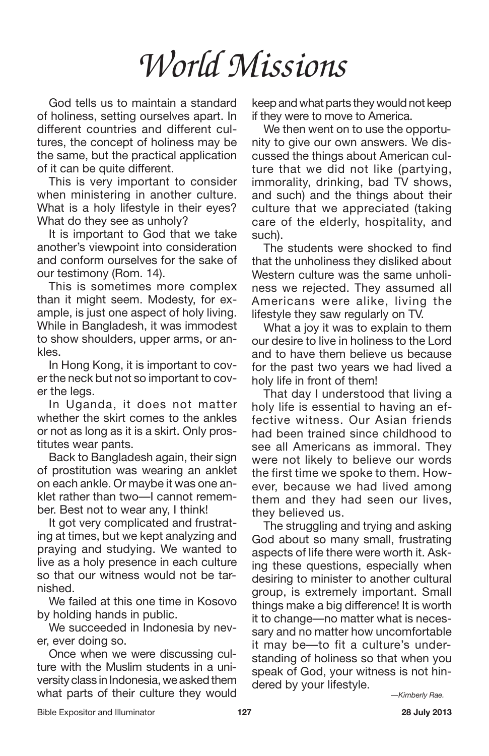# *World Missions*

God tells us to maintain a standard of holiness, setting ourselves apart. In different countries and different cultures, the concept of holiness may be the same, but the practical application of it can be quite different.

This is very important to consider when ministering in another culture. What is a holy lifestyle in their eyes? What do they see as unholy?

It is important to God that we take another's viewpoint into consideration and conform ourselves for the sake of our testimony (Rom. 14).

This is sometimes more complex than it might seem. Modesty, for example, is just one aspect of holy living. While in Bangladesh, it was immodest to show shoulders, upper arms, or ankles.

In Hong Kong, it is important to cover the neck but not so important to cover the legs.

In Uganda, it does not matter whether the skirt comes to the ankles or not as long as it is a skirt. Only prostitutes wear pants.

Back to Bangladesh again, their sign of prostitution was wearing an anklet on each ankle. Or maybe it was one anklet rather than two—I cannot remember. Best not to wear any, I think!

It got very complicated and frustrating at times, but we kept analyzing and praying and studying. We wanted to live as a holy presence in each culture so that our witness would not be tarnished.

We failed at this one time in Kosovo by holding hands in public.

We succeeded in Indonesia by never, ever doing so.

Once when we were discussing culture with the Muslim students in a university class in Indonesia, we asked them what parts of their culture they would keep and what parts they would not keep if they were to move to America.

We then went on to use the opportunity to give our own answers. We discussed the things about American culture that we did not like (partying, immorality, drinking, bad TV shows, and such) and the things about their culture that we appreciated (taking care of the elderly, hospitality, and such).

The students were shocked to find that the unholiness they disliked about Western culture was the same unholiness we rejected. They assumed all Americans were alike, living the lifestyle they saw regularly on TV.

What a joy it was to explain to them our desire to live in holiness to the Lord and to have them believe us because for the past two years we had lived a holy life in front of them!

That day I understood that living a holy life is essential to having an effective witness. Our Asian friends had been trained since childhood to see all Americans as immoral. They were not likely to believe our words the first time we spoke to them. However, because we had lived among them and they had seen our lives, they believed us.

The struggling and trying and asking God about so many small, frustrating aspects of life there were worth it. Asking these questions, especially when desiring to minister to another cultural group, is extremely important. Small things make a big difference! It is worth it to change—no matter what is necessary and no matter how uncomfortable it may be—to fit a culture's understanding of holiness so that when you speak of God, your witness is not hindered by your lifestyle.

*—Kimberly Rae.*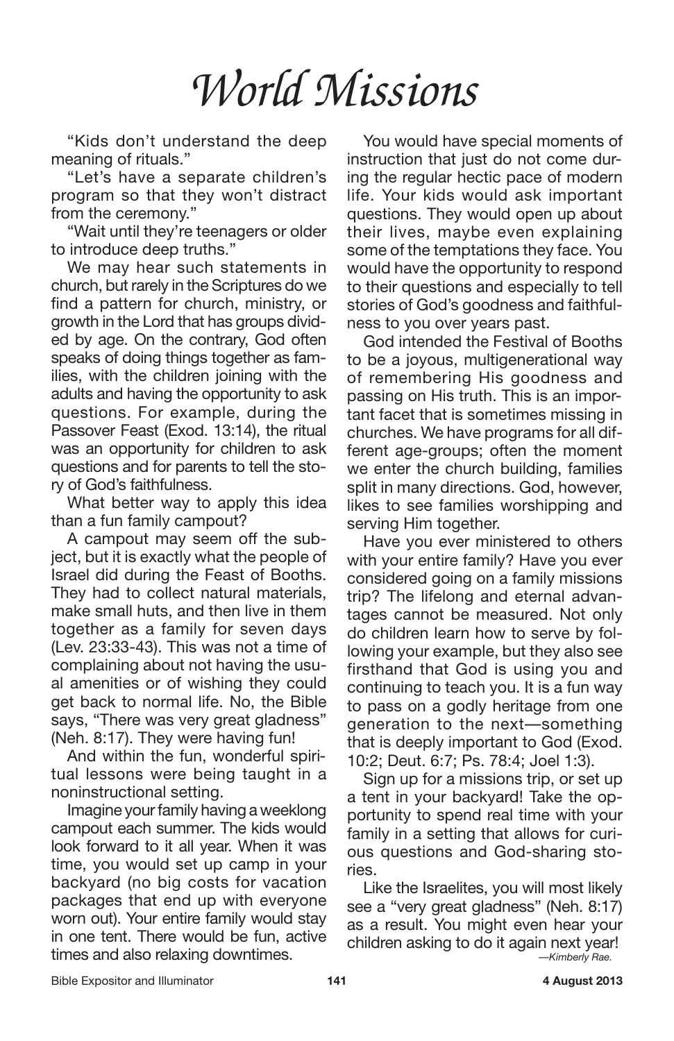# *World Missions*

"Kids don't understand the deep meaning of rituals."

"Let's have a separate children's program so that they won't distract from the ceremony."

"Wait until they're teenagers or older to introduce deep truths."

We may hear such statements in church, but rarely in the Scriptures do we find a pattern for church, ministry, or growth in the Lord that has groups divided by age. On the contrary, God often speaks of doing things together as families, with the children joining with the adults and having the opportunity to ask questions. For example, during the Passover Feast (Exod. 13:14), the ritual was an opportunity for children to ask questions and for parents to tell the story of God's faithfulness.

What better way to apply this idea than a fun family campout?

A campout may seem off the subject, but it is exactly what the people of Israel did during the Feast of Booths. They had to collect natural materials, make small huts, and then live in them together as a family for seven days (Lev. 23:33-43). This was not a time of complaining about not having the usual amenities or of wishing they could get back to normal life. No, the Bible says, "There was very great gladness" (Neh. 8:17). They were having fun!

And within the fun, wonderful spiritual lessons were being taught in a noninstructional setting.

Imagine your family having a weeklong campout each summer. The kids would look forward to it all year. When it was time, you would set up camp in your backyard (no big costs for vacation packages that end up with everyone worn out). Your entire family would stay in one tent. There would be fun, active times and also relaxing downtimes.

You would have special moments of instruction that just do not come during the regular hectic pace of modern life. Your kids would ask important questions. They would open up about their lives, maybe even explaining some of the temptations they face. You would have the opportunity to respond to their questions and especially to tell stories of God's goodness and faithfulness to you over years past.

God intended the Festival of Booths to be a joyous, multigenerational way of remembering His goodness and passing on His truth. This is an important facet that is sometimes missing in churches. We have programs for all different age-groups; often the moment we enter the church building, families split in many directions. God, however, likes to see families worshipping and serving Him together.

Have you ever ministered to others with your entire family? Have you ever considered going on a family missions trip? The lifelong and eternal advantages cannot be measured. Not only do children learn how to serve by following your example, but they also see firsthand that God is using you and continuing to teach you. It is a fun way to pass on a godly heritage from one generation to the next—something that is deeply important to God (Exod. 10:2; Deut. 6:7; Ps. 78:4; Joel 1:3).

Sign up for a missions trip, or set up a tent in your backyard! Take the opportunity to spend real time with your family in a setting that allows for curious questions and God-sharing stories.

Like the Israelites, you will most likely see a "very great gladness" (Neh. 8:17) as a result. You might even hear your children asking to do it again next year!

*—Kimberly Rae.*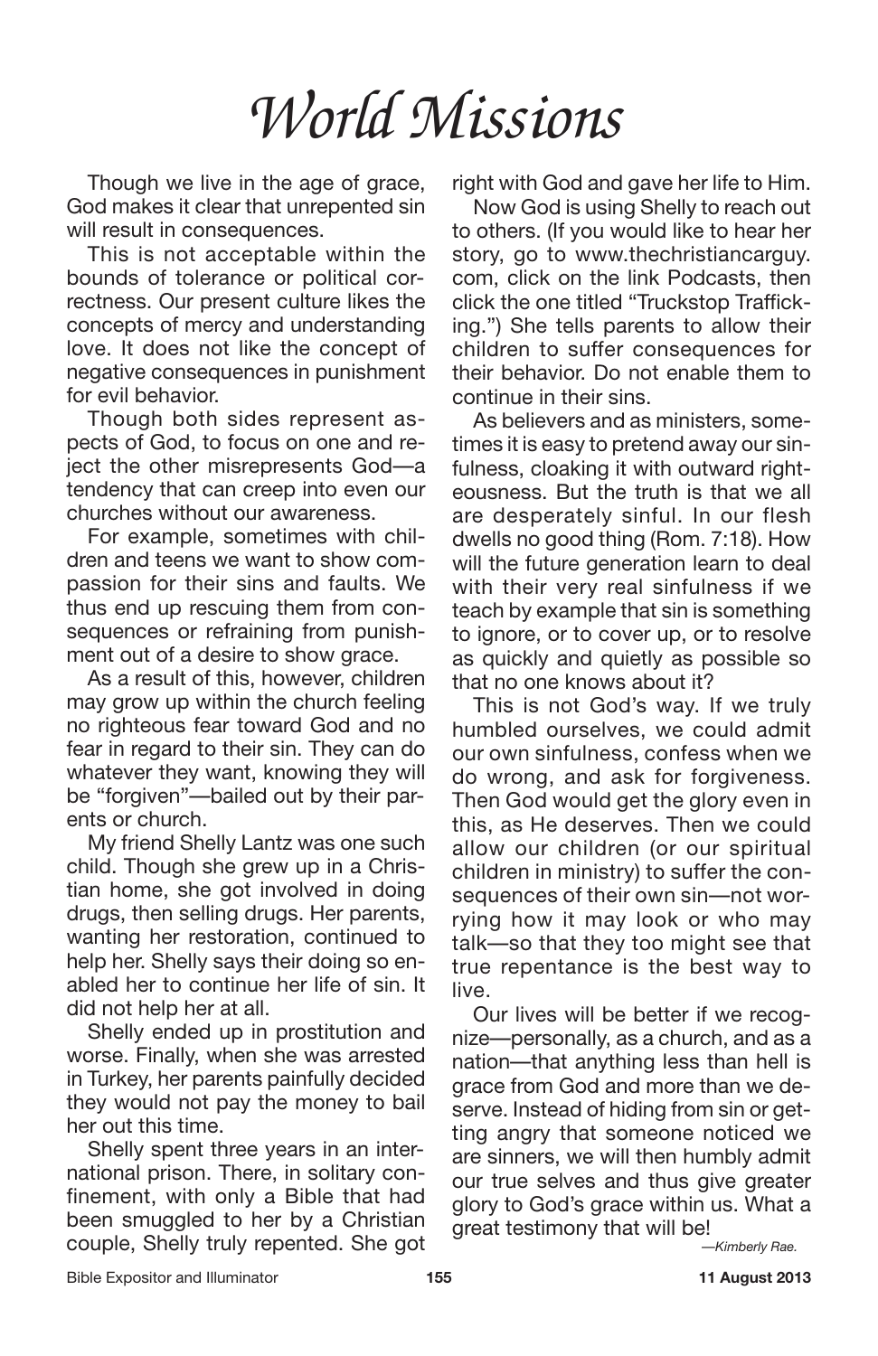# *World Missions*

Though we live in the age of grace, God makes it clear that unrepented sin will result in consequences.

This is not acceptable within the bounds of tolerance or political correctness. Our present culture likes the concepts of mercy and understanding love. It does not like the concept of negative consequences in punishment for evil behavior.

Though both sides represent aspects of God, to focus on one and reject the other misrepresents God—a tendency that can creep into even our churches without our awareness.

For example, sometimes with children and teens we want to show compassion for their sins and faults. We thus end up rescuing them from consequences or refraining from punishment out of a desire to show grace.

As a result of this, however, children may grow up within the church feeling no righteous fear toward God and no fear in regard to their sin. They can do whatever they want, knowing they will be "forgiven"—bailed out by their parents or church.

My friend Shelly Lantz was one such child. Though she grew up in a Christian home, she got involved in doing drugs, then selling drugs. Her parents, wanting her restoration, continued to help her. Shelly says their doing so enabled her to continue her life of sin. It did not help her at all.

Shelly ended up in prostitution and worse. Finally, when she was arrested in Turkey, her parents painfully decided they would not pay the money to bail her out this time.

Shelly spent three years in an international prison. There, in solitary confinement, with only a Bible that had been smuggled to her by a Christian couple, Shelly truly repented. She got right with God and gave her life to Him.

Now God is using Shelly to reach out to others. (If you would like to hear her story, go to www.thechristiancarguy.com, click on the link Podcasts, then click the one titled "Truckstop Trafficking.") She tells parents to allow their children to suffer consequences for their behavior. Do not enable them to continue in their sins.

As believers and as ministers, sometimes it is easy to pretend away our sinfulness, cloaking it with outward righteousness. But the truth is that we all are desperately sinful. In our flesh dwells no good thing (Rom. 7:18). How will the future generation learn to deal with their very real sinfulness if we teach by example that sin is something to ignore, or to cover up, or to resolve as quickly and quietly as possible so that no one knows about it?

This is not God's way. If we truly humbled ourselves, we could admit our own sinfulness, confess when we do wrong, and ask for forgiveness. Then God would get the glory even in this, as He deserves. Then we could allow our children (or our spiritual children in ministry) to suffer the consequences of their own sin—not worrying how it may look or who may talk—so that they too might see that true repentance is the best way to live.

Our lives will be better if we recognize—personally, as a church, and as a nation—that anything less than hell is grace from God and more than we deserve. Instead of hiding from sin or getting angry that someone noticed we are sinners, we will then humbly admit our true selves and thus give greater glory to God's grace within us. What a great testimony that will be!

*—Kimberly Rae.*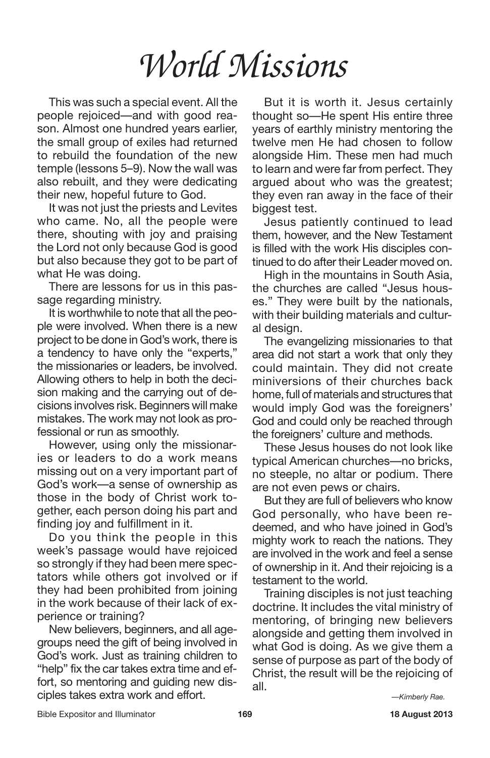# *World Missions*

This was such a special event. All the people rejoiced—and with good reason. Almost one hundred years earlier, the small group of exiles had returned to rebuild the foundation of the new temple (lessons 5–9). Now the wall was also rebuilt, and they were dedicating their new, hopeful future to God.

It was not just the priests and Levites who came. No, all the people were there, shouting with joy and praising the Lord not only because God is good but also because they got to be part of what He was doing.

There are lessons for us in this passage regarding ministry.

It is worthwhile to note that all the people were involved. When there is a new project to be done in God's work, there is a tendency to have only the "experts," the missionaries or leaders, be involved. Allowing others to help in both the decision making and the carrying out of decisions involves risk. Beginners will make mistakes. The work may not look as professional or run as smoothly.

However, using only the missionaries or leaders to do a work means missing out on a very important part of God's work—a sense of ownership as those in the body of Christ work together, each person doing his part and finding joy and fulfillment in it.

Do you think the people in this week's passage would have rejoiced so strongly if they had been mere spectators while others got involved or if they had been prohibited from joining in the work because of their lack of experience or training?

New believers, beginners, and all age-groups need the gift of being involved in God's work. Just as training children to "help" fix the car takes extra time and effort, so mentoring and guiding new disciples takes extra work and effort.

But it is worth it. Jesus certainly thought so—He spent His entire three years of earthly ministry mentoring the twelve men He had chosen to follow alongside Him. These men had much to learn and were far from perfect. They argued about who was the greatest; they even ran away in the face of their biggest test.

Jesus patiently continued to lead them, however, and the New Testament is filled with the work His disciples continued to do after their Leader moved on.

High in the mountains in South Asia, the churches are called "Jesus houses." They were built by the nationals, with their building materials and cultural design.

The evangelizing missionaries to that area did not start a work that only they could maintain. They did not create miniversions of their churches back home, full of materials and structures that would imply God was the foreigners' God and could only be reached through the foreigners' culture and methods.

These Jesus houses do not look like typical American churches—no bricks, no steeple, no altar or podium. There are not even pews or chairs.

But they are full of believers who know God personally, who have been redeemed, and who have joined in God's mighty work to reach the nations. They are involved in the work and feel a sense of ownership in it. And their rejoicing is a testament to the world.

Training disciples is not just teaching doctrine. It includes the vital ministry of mentoring, of bringing new believers alongside and getting them involved in what God is doing. As we give them a sense of purpose as part of the body of Christ, the result will be the rejoicing of all.

*—Kimberly Rae.*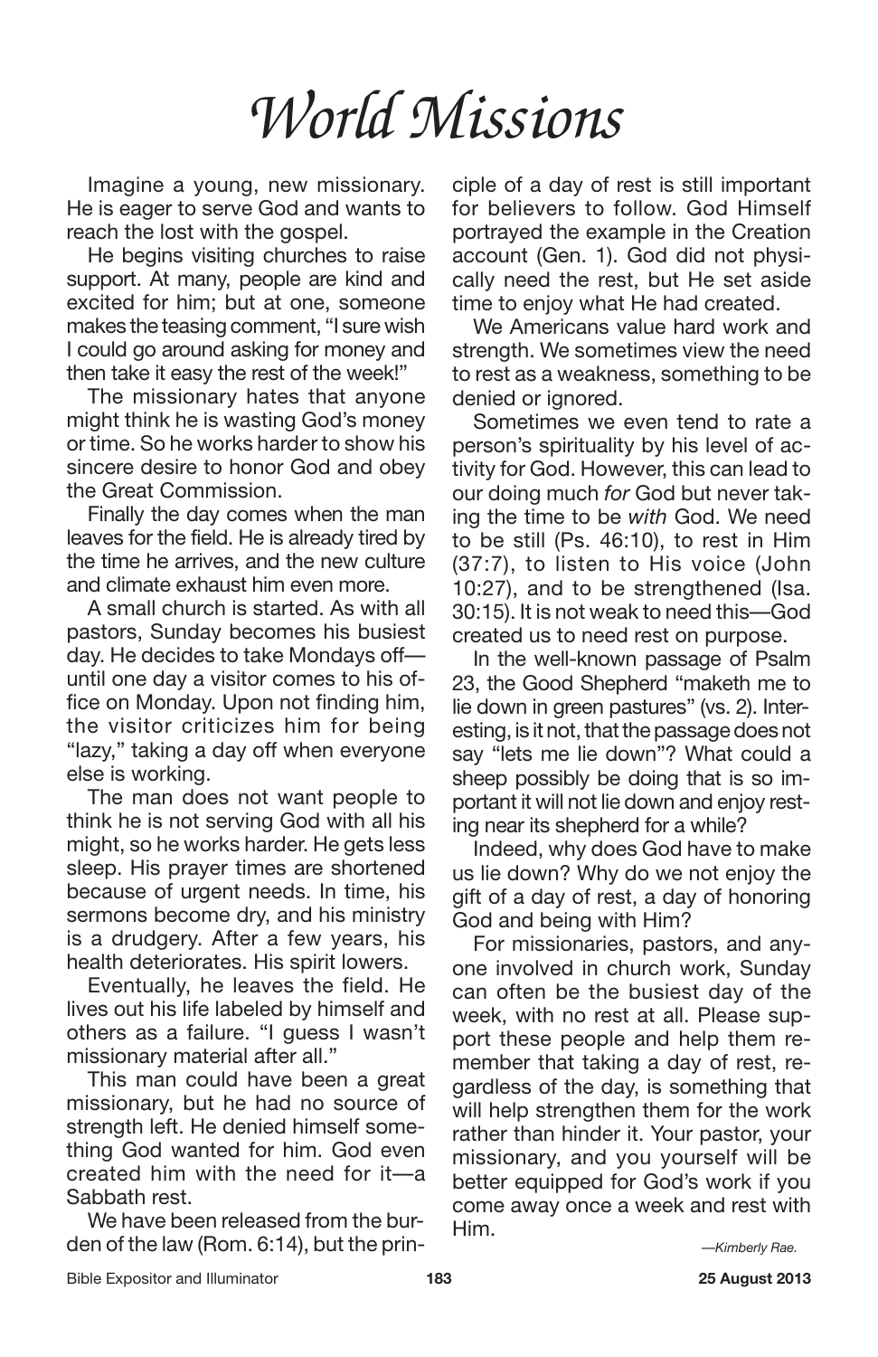# *World Missions*

Imagine a young, new missionary. He is eager to serve God and wants to reach the lost with the gospel.

He begins visiting churches to raise support. At many, people are kind and excited for him; but at one, someone makes the teasing comment, "I sure wish I could go around asking for money and then take it easy the rest of the week!"

The missionary hates that anyone might think he is wasting God's money or time. So he works harder to show his sincere desire to honor God and obey the Great Commission.

Finally the day comes when the man leaves for the field. He is already tired by the time he arrives, and the new culture and climate exhaust him even more.

A small church is started. As with all pastors, Sunday becomes his busiest day. He decides to take Mondays off—until one day a visitor comes to his office on Monday. Upon not finding him, the visitor criticizes him for being "lazy," taking a day off when everyone else is working.

The man does not want people to think he is not serving God with all his might, so he works harder. He gets less sleep. His prayer times are shortened because of urgent needs. In time, his sermons become dry, and his ministry is a drudgery. After a few years, his health deteriorates. His spirit lowers.

Eventually, he leaves the field. He lives out his life labeled by himself and others as a failure. "I guess I wasn't missionary material after all."

This man could have been a great missionary, but he had no source of strength left. He denied himself something God wanted for him. God even created him with the need for it—a Sabbath rest.

We have been released from the burden of the law (Rom. 6:14), but the principle of a day of rest is still important for believers to follow. God Himself portrayed the example in the Creation account (Gen. 1). God did not physically need the rest, but He set aside time to enjoy what He had created.

We Americans value hard work and strength. We sometimes view the need to rest as a weakness, something to be denied or ignored.

Sometimes we even tend to rate a person's spirituality by his level of activity for God. However, this can lead to our doing much *for* God but never taking the time to be *with* God. We need to be still (Ps. 46:10), to rest in Him (37:7), to listen to His voice (John 10:27), and to be strengthened (Isa. 30:15). It is not weak to need this—God created us to need rest on purpose.

In the well-known passage of Psalm 23, the Good Shepherd "maketh me to lie down in green pastures" (vs. 2). Interesting, is it not, that the passage does not say "lets me lie down"? What could a sheep possibly be doing that is so important it will not lie down and enjoy resting near its shepherd for a while?

Indeed, why does God have to make us lie down? Why do we not enjoy the gift of a day of rest, a day of honoring God and being with Him?

For missionaries, pastors, and anyone involved in church work, Sunday can often be the busiest day of the week, with no rest at all. Please support these people and help them remember that taking a day of rest, regardless of the day, is something that will help strengthen them for the work rather than hinder it. Your pastor, your missionary, and you yourself will be better equipped for God's work if you come away once a week and rest with Him.

*—Kimberly Rae.*